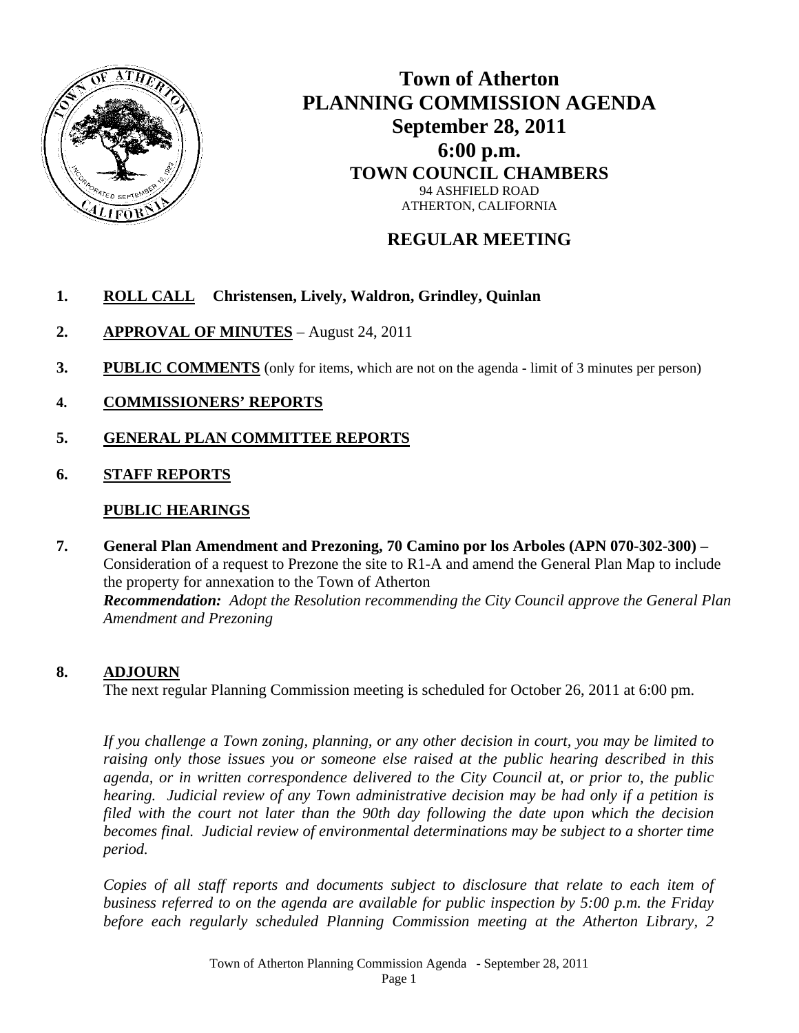# Town of Atherton
# PLANNING COMMISSION AGENDA
## September 28, 2011
## 6:00 p.m.
### TOWN COUNCIL CHAMBERS
94 ASHFIELD ROAD
ATHERTON, CALIFORNIA

## REGULAR MEETING

1. **ROLL CALL Christensen, Lively, Waldron, Grindley, Quinlan**

2. **APPROVAL OF MINUTES** – August 24, 2011

3. **PUBLIC COMMENTS** (only for items, which are not on the agenda - limit of 3 minutes per person)

4. **COMMISSIONERS' REPORTS**

5. **GENERAL PLAN COMMITTEE REPORTS**

6. **STAFF REPORTS**

**PUBLIC HEARINGS**

7. **General Plan Amendment and Prezoning, 70 Camino por los Arboles (APN 070-302-300) –** Consideration of a request to Prezone the site to R1-A and amend the General Plan Map to include the property for annexation to the Town of Atherton
***Recommendation:*** *Adopt the Resolution recommending the City Council approve the General Plan Amendment and Prezoning*

8. **ADJOURN**
The next regular Planning Commission meeting is scheduled for October 26, 2011 at 6:00 pm.

*If you challenge a Town zoning, planning, or any other decision in court, you may be limited to raising only those issues you or someone else raised at the public hearing described in this agenda, or in written correspondence delivered to the City Council at, or prior to, the public hearing. Judicial review of any Town administrative decision may be had only if a petition is filed with the court not later than the 90th day following the date upon which the decision becomes final. Judicial review of environmental determinations may be subject to a shorter time period.*

*Copies of all staff reports and documents subject to disclosure that relate to each item of business referred to on the agenda are available for public inspection by 5:00 p.m. the Friday before each regularly scheduled Planning Commission meeting at the Atherton Library, 2*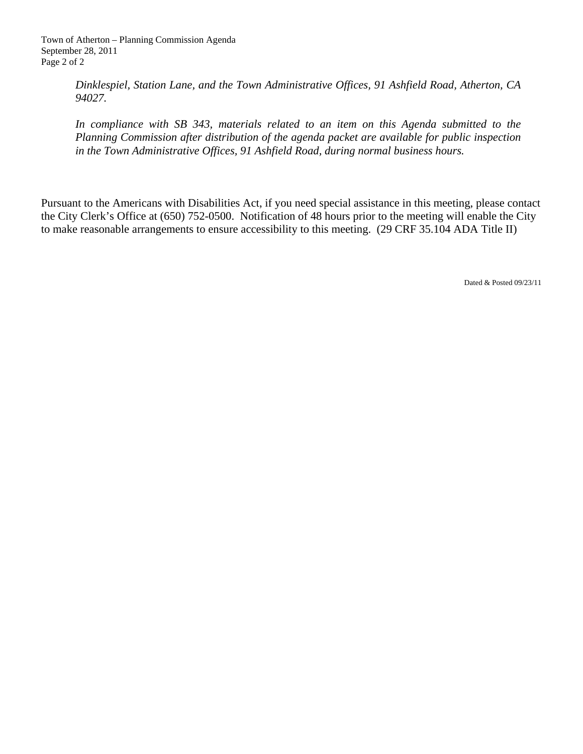*Dinklespiel, Station Lane, and the Town Administrative Offices, 91 Ashfield Road, Atherton, CA 94027.*

*In compliance with SB 343, materials related to an item on this Agenda submitted to the Planning Commission after distribution of the agenda packet are available for public inspection in the Town Administrative Offices, 91 Ashfield Road, during normal business hours.*

Pursuant to the Americans with Disabilities Act, if you need special assistance in this meeting, please contact the City Clerk's Office at (650) 752-0500. Notification of 48 hours prior to the meeting will enable the City to make reasonable arrangements to ensure accessibility to this meeting. (29 CRF 35.104 ADA Title II)

Dated & Posted 09/23/11